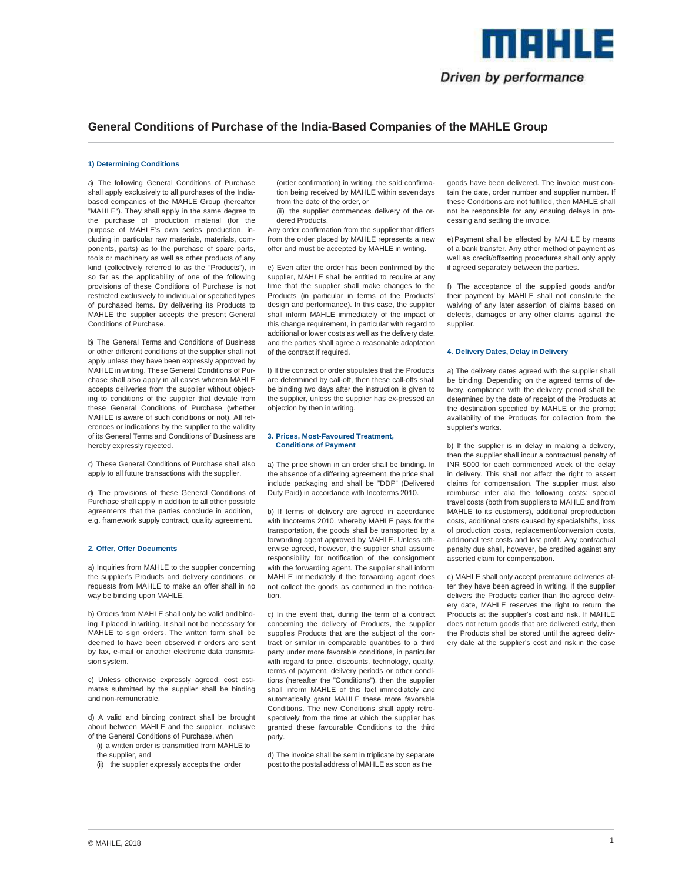# General Conditions of Purchase of the India-Based Companies of the MAHLE Group

### 1) Determining Conditions

a) The following General Conditions of Purchase shall apply exclusively to all purchases of the India-based companies of the MAHLE Group (hereafter "MAHLE"). They shall apply in the same degree to the purchase of production material (for the purpose of MAHLE's own series production, including in particular raw materials, materials, components, parts) as to the purchase of spare parts, tools or machinery as well as other products of any kind (collectively referred to as the "Products"), in so far as the applicability of one of the following provisions of these Conditions of Purchase is not restricted exclusively to individual or specified types of purchased items. By delivering its Products to MAHLE the supplier accepts the present General Conditions of Purchase.

b) The General Terms and Conditions of Business or other different conditions of the supplier shall not apply unless they have been expressly approved by MAHLE in writing. These General Conditions of Purchase shall also apply in all cases wherein MAHLE accepts deliveries from the supplier without objecting to conditions of the supplier that deviate from these General Conditions of Purchase (whether MAHLE is aware of such conditions or not). All references or indications by the supplier to the validity of its General Terms and Conditions of Business are hereby expressly rejected.

c) These General Conditions of Purchase shall also apply to all future transactions with the supplier.

d) The provisions of these General Conditions of Purchase shall apply in addition to all other possible agreements that the parties conclude in addition, e.g. framework supply contract, quality agreement.

### 2. Offer, Offer Documents

a) Inquiries from MAHLE to the supplier concerning the supplier's Products and delivery conditions, or requests from MAHLE to make an offer shall in no way be binding upon MAHLE.

b) Orders from MAHLE shall only be valid and binding if placed in writing. It shall not be necessary for MAHLE to sign orders. The written form shall be deemed to have been observed if orders are sent by fax, e-mail or another electronic data transmission system.

c) Unless otherwise expressly agreed, cost estimates submitted by the supplier shall be binding and non-remunerable.

d) A valid and binding contract shall be brought about between MAHLE and the supplier, inclusive of the General Conditions of Purchase, when

(i) a written order is transmitted from MAHLE to the supplier, and

(ii) the supplier expressly accepts the order (order confirmation) in writing, the said confirmation being received by MAHLE within seven days from the date of the order, or

(iii) the supplier commences delivery of the ordered Products.

Any order confirmation from the supplier that differs from the order placed by MAHLE represents a new offer and must be accepted by MAHLE in writing.

e) Even after the order has been confirmed by the supplier, MAHLE shall be entitled to require at any time that the supplier shall make changes to the Products (in particular in terms of the Products' design and performance). In this case, the supplier shall inform MAHLE immediately of the impact of this change requirement, in particular with regard to additional or lower costs as well as the delivery date, and the parties shall agree a reasonable adaptation of the contract if required.

f) If the contract or order stipulates that the Products are determined by call-off, then these call-offs shall be binding two days after the instruction is given to the supplier, unless the supplier has ex-pressed an objection by then in writing.

### 3. Prices, Most-Favoured Treatment, Conditions of Payment

a) The price shown in an order shall be binding. In the absence of a differing agreement, the price shall include packaging and shall be "DDP" (Delivered Duty Paid) in accordance with Incoterms 2010.

b) If terms of delivery are agreed in accordance with Incoterms 2010, whereby MAHLE pays for the transportation, the goods shall be transported by a forwarding agent approved by MAHLE. Unless otherwise agreed, however, the supplier shall assume responsibility for notification of the consignment with the forwarding agent. The supplier shall inform MAHLE immediately if the forwarding agent does not collect the goods as confirmed in the notification.

c) In the event that, during the term of a contract concerning the delivery of Products, the supplier supplies Products that are the subject of the contract or similar in comparable quantities to a third party under more favorable conditions, in particular with regard to price, discounts, technology, quality, terms of payment, delivery periods or other conditions (hereafter the "Conditions"), then the supplier shall inform MAHLE of this fact immediately and automatically grant MAHLE these more favorable Conditions. The new Conditions shall apply retrospectively from the time at which the supplier has granted these favourable Conditions to the third party.

d) The invoice shall be sent in triplicate by separate post to the postal address of MAHLE as soon as the goods have been delivered. The invoice must contain the date, order number and supplier number. If these Conditions are not fulfilled, then MAHLE shall not be responsible for any ensuing delays in processing and settling the invoice.

e) Payment shall be effected by MAHLE by means of a bank transfer. Any other method of payment as well as credit/offsetting procedures shall only apply if agreed separately between the parties.

f) The acceptance of the supplied goods and/or their payment by MAHLE shall not constitute the waiving of any later assertion of claims based on defects, damages or any other claims against the supplier.

### 4. Delivery Dates, Delay in Delivery

a) The delivery dates agreed with the supplier shall be binding. Depending on the agreed terms of delivery, compliance with the delivery period shall be determined by the date of receipt of the Products at the destination specified by MAHLE or the prompt availability of the Products for collection from the supplier's works.

b) If the supplier is in delay in making a delivery, then the supplier shall incur a contractual penalty of INR 5000 for each commenced week of the delay in delivery. This shall not affect the right to assert claims for compensation. The supplier must also reimburse inter alia the following costs: special travel costs (both from suppliers to MAHLE and from MAHLE to its customers), additional preproduction costs, additional costs caused by special shifts, loss of production costs, replacement/conversion costs, additional test costs and lost profit. Any contractual penalty due shall, however, be credited against any asserted claim for compensation.

c) MAHLE shall only accept premature deliveries after they have been agreed in writing. If the supplier delivers the Products earlier than the agreed delivery date, MAHLE reserves the right to return the Products at the supplier's cost and risk. If MAHLE does not return goods that are delivered early, then the Products shall be stored until the agreed delivery date at the supplier's cost and risk.in the case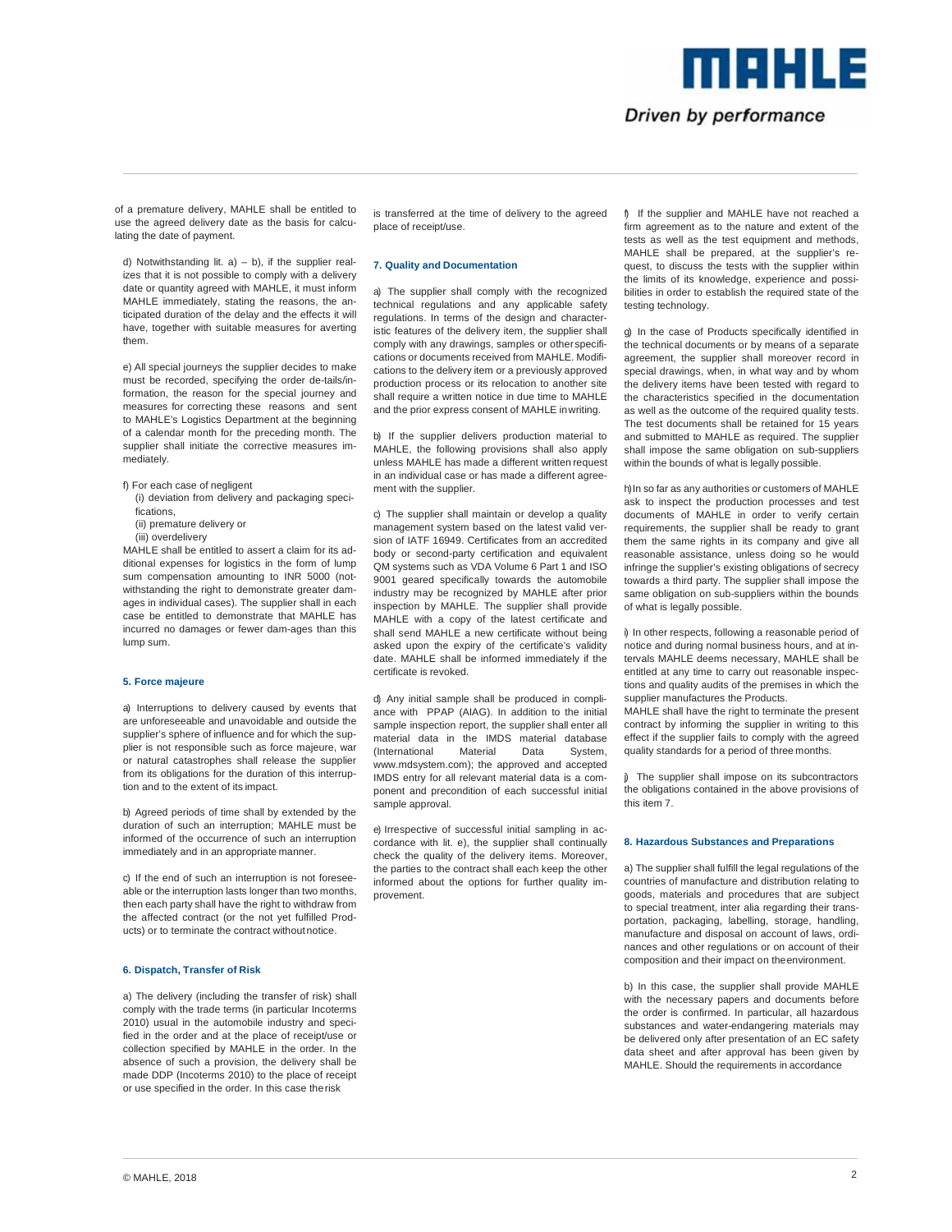of a premature delivery, MAHLE shall be entitled to use the agreed delivery date as the basis for calculating the date of payment.

d) Notwithstanding lit. a) – b), if the supplier realizes that it is not possible to comply with a delivery date or quantity agreed with MAHLE, it must inform MAHLE immediately, stating the reasons, the anticipated duration of the delay and the effects it will have, together with suitable measures for averting them.

e) All special journeys the supplier decides to make must be recorded, specifying the order de-tails/information, the reason for the special journey and measures for correcting these reasons and sent to MAHLE's Logistics Department at the beginning of a calendar month for the preceding month. The supplier shall initiate the corrective measures immediately.

f) For each case of negligent
(i) deviation from delivery and packaging specifications,
(ii) premature delivery or
(iii) overdelivery

MAHLE shall be entitled to assert a claim for its additional expenses for logistics in the form of lump sum compensation amounting to INR 5000 (notwithstanding the right to demonstrate greater damages in individual cases). The supplier shall in each case be entitled to demonstrate that MAHLE has incurred no damages or fewer dam-ages than this lump sum.

### 5. Force majeure

a) Interruptions to delivery caused by events that are unforeseeable and unavoidable and outside the supplier's sphere of influence and for which the supplier is not responsible such as force majeure, war or natural catastrophes shall release the supplier from its obligations for the duration of this interruption and to the extent of its impact.

b) Agreed periods of time shall by extended by the duration of such an interruption; MAHLE must be informed of the occurrence of such an interruption immediately and in an appropriate manner.

c) If the end of such an interruption is not foreseeable or the interruption lasts longer than two months, then each party shall have the right to withdraw from the affected contract (or the not yet fulfilled Products) or to terminate the contract without notice.

### 6. Dispatch, Transfer of Risk

a) The delivery (including the transfer of risk) shall comply with the trade terms (in particular Incoterms 2010) usual in the automobile industry and specified in the order and at the place of receipt/use or collection specified by MAHLE in the order. In the absence of such a provision, the delivery shall be made DDP (Incoterms 2010) to the place of receipt or use specified in the order. In this case the risk is transferred at the time of delivery to the agreed place of receipt/use.

### 7. Quality and Documentation

a) The supplier shall comply with the recognized technical regulations and any applicable safety regulations. In terms of the design and characteristic features of the delivery item, the supplier shall comply with any drawings, samples or other specifications or documents received from MAHLE. Modifications to the delivery item or a previously approved production process or its relocation to another site shall require a written notice in due time to MAHLE and the prior express consent of MAHLE in writing.

b) If the supplier delivers production material to MAHLE, the following provisions shall also apply unless MAHLE has made a different written request in an individual case or has made a different agreement with the supplier.

c) The supplier shall maintain or develop a quality management system based on the latest valid version of IATF 16949. Certificates from an accredited body or second-party certification and equivalent QM systems such as VDA Volume 6 Part 1 and ISO 9001 geared specifically towards the automobile industry may be recognized by MAHLE after prior inspection by MAHLE. The supplier shall provide MAHLE with a copy of the latest certificate and shall send MAHLE a new certificate without being asked upon the expiry of the certificate's validity date. MAHLE shall be informed immediately if the certificate is revoked.

d) Any initial sample shall be produced in compliance with PPAP (AIAG). In addition to the initial sample inspection report, the supplier shall enter all material data in the IMDS material database (International Material Data System, www.mdsystem.com); the approved and accepted IMDS entry for all relevant material data is a component and precondition of each successful initial sample approval.

e) Irrespective of successful initial sampling in accordance with lit. e), the supplier shall continually check the quality of the delivery items. Moreover, the parties to the contract shall each keep the other informed about the options for further quality improvement.

f) If the supplier and MAHLE have not reached a firm agreement as to the nature and extent of the tests as well as the test equipment and methods, MAHLE shall be prepared, at the supplier's request, to discuss the tests with the supplier within the limits of its knowledge, experience and possibilities in order to establish the required state of the testing technology.

g) In the case of Products specifically identified in the technical documents or by means of a separate agreement, the supplier shall moreover record in special drawings, when, in what way and by whom the delivery items have been tested with regard to the characteristics specified in the documentation as well as the outcome of the required quality tests. The test documents shall be retained for 15 years and submitted to MAHLE as required. The supplier shall impose the same obligation on sub-suppliers within the bounds of what is legally possible.

h) In so far as any authorities or customers of MAHLE ask to inspect the production processes and test documents of MAHLE in order to verify certain requirements, the supplier shall be ready to grant them the same rights in its company and give all reasonable assistance, unless doing so he would infringe the supplier's existing obligations of secrecy towards a third party. The supplier shall impose the same obligation on sub-suppliers within the bounds of what is legally possible.

i) In other respects, following a reasonable period of notice and during normal business hours, and at intervals MAHLE deems necessary, MAHLE shall be entitled at any time to carry out reasonable inspections and quality audits of the premises in which the supplier manufactures the Products.
MAHLE shall have the right to terminate the present contract by informing the supplier in writing to this effect if the supplier fails to comply with the agreed quality standards for a period of three months.

j) The supplier shall impose on its subcontractors the obligations contained in the above provisions of this item 7.

### 8. Hazardous Substances and Preparations

a) The supplier shall fulfill the legal regulations of the countries of manufacture and distribution relating to goods, materials and procedures that are subject to special treatment, inter alia regarding their transportation, packaging, labelling, storage, handling, manufacture and disposal on account of laws, ordinances and other regulations or on account of their composition and their impact on the environment.

b) In this case, the supplier shall provide MAHLE with the necessary papers and documents before the order is confirmed. In particular, all hazardous substances and water-endangering materials may be delivered only after presentation of an EC safety data sheet and after approval has been given by MAHLE. Should the requirements in accordance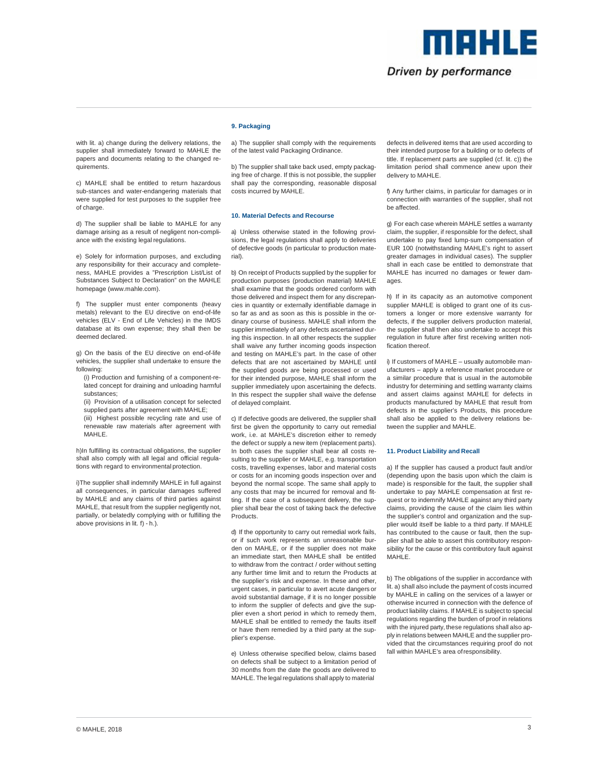with lit. a) change during the delivery relations, the supplier shall immediately forward to MAHLE the papers and documents relating to the changed requirements.

c) MAHLE shall be entitled to return hazardous sub-stances and water-endangering materials that were supplied for test purposes to the supplier free of charge.

d) The supplier shall be liable to MAHLE for any damage arising as a result of negligent non-compliance with the existing legal regulations.

e) Solely for information purposes, and excluding any responsibility for their accuracy and completeness, MAHLE provides a "Prescription List/List of Substances Subject to Declaration" on the MAHLE homepage (www.mahle.com).

f) The supplier must enter components (heavy metals) relevant to the EU directive on end-of-life vehicles (ELV - End of Life Vehicles) in the IMDS database at its own expense; they shall then be deemed declared.

g) On the basis of the EU directive on end-of-life vehicles, the supplier shall undertake to ensure the following:

(i) Production and furnishing of a component-related concept for draining and unloading harmful substances;

(ii) Provision of a utilisation concept for selected supplied parts after agreement with MAHLE;

(iii) Highest possible recycling rate and use of renewable raw materials after agreement with MAHLE.

h)In fulfilling its contractual obligations, the supplier shall also comply with all legal and official regulations with regard to environmental protection.

i)The supplier shall indemnify MAHLE in full against all consequences, in particular damages suffered by MAHLE and any claims of third parties against MAHLE, that result from the supplier negligently not, partially, or belatedly complying with or fulfilling the above provisions in lit. f) - h.).

### 9. Packaging

a) The supplier shall comply with the requirements of the latest valid Packaging Ordinance.

b) The supplier shall take back used, empty packaging free of charge. If this is not possible, the supplier shall pay the corresponding, reasonable disposal costs incurred by MAHLE.

### 10. Material Defects and Recourse

a) Unless otherwise stated in the following provisions, the legal regulations shall apply to deliveries of defective goods (in particular to production material).

b) On receipt of Products supplied by the supplier for production purposes (production material) MAHLE shall examine that the goods ordered conform with those delivered and inspect them for any discrepancies in quantity or externally identifiable damage in so far as and as soon as this is possible in the ordinary course of business. MAHLE shall inform the supplier immediately of any defects ascertained during this inspection. In all other respects the supplier shall waive any further incoming goods inspection and testing on MAHLE's part. In the case of other defects that are not ascertained by MAHLE until the supplied goods are being processed or used for their intended purpose, MAHLE shall inform the supplier immediately upon ascertaining the defects. In this respect the supplier shall waive the defense of delayed complaint.

c) If defective goods are delivered, the supplier shall first be given the opportunity to carry out remedial work, i.e. at MAHLE's discretion either to remedy the defect or supply a new item (replacement parts). In both cases the supplier shall bear all costs resulting to the supplier or MAHLE, e.g. transportation costs, travelling expenses, labor and material costs or costs for an incoming goods inspection over and beyond the normal scope. The same shall apply to any costs that may be incurred for removal and fitting. If the case of a subsequent delivery, the supplier shall bear the cost of taking back the defective Products.

d) If the opportunity to carry out remedial work fails, or if such work represents an unreasonable burden on MAHLE, or if the supplier does not make an immediate start, then MAHLE shall be entitled to withdraw from the contract / order without setting any further time limit and to return the Products at the supplier's risk and expense. In these and other, urgent cases, in particular to avert acute dangers or avoid substantial damage, if it is no longer possible to inform the supplier of defects and give the supplier even a short period in which to remedy them, MAHLE shall be entitled to remedy the faults itself or have them remedied by a third party at the supplier's expense.

e) Unless otherwise specified below, claims based on defects shall be subject to a limitation period of 30 months from the date the goods are delivered to MAHLE. The legal regulations shall apply to material defects in delivered items that are used according to their intended purpose for a building or to defects of title. If replacement parts are supplied (cf. lit. c)) the limitation period shall commence anew upon their delivery to MAHLE.

f) Any further claims, in particular for damages or in connection with warranties of the supplier, shall not be affected.

g) For each case wherein MAHLE settles a warranty claim, the supplier, if responsible for the defect, shall undertake to pay fixed lump-sum compensation of EUR 100 (notwithstanding MAHLE's right to assert greater damages in individual cases). The supplier shall in each case be entitled to demonstrate that MAHLE has incurred no damages or fewer damages.

h) If in its capacity as an automotive component supplier MAHLE is obliged to grant one of its customers a longer or more extensive warranty for defects, if the supplier delivers production material, the supplier shall then also undertake to accept this regulation in future after first receiving written notification thereof.

i) If customers of MAHLE – usually automobile manufacturers – apply a reference market procedure or a similar procedure that is usual in the automobile industry for determining and settling warranty claims and assert claims against MAHLE for defects in products manufactured by MAHLE that result from defects in the supplier's Products, this procedure shall also be applied to the delivery relations between the supplier and MAHLE.

### 11. Product Liability and Recall

a) If the supplier has caused a product fault and/or (depending upon the basis upon which the claim is made) is responsible for the fault, the supplier shall undertake to pay MAHLE compensation at first request or to indemnify MAHLE against any third party claims, providing the cause of the claim lies within the supplier's control and organization and the supplier would itself be liable to a third party. If MAHLE has contributed to the cause or fault, then the supplier shall be able to assert this contributory responsibility for the cause or this contributory fault against MAHLE.

b) The obligations of the supplier in accordance with lit. a) shall also include the payment of costs incurred by MAHLE in calling on the services of a lawyer or otherwise incurred in connection with the defence of product liability claims. If MAHLE is subject to special regulations regarding the burden of proof in relations with the injured party, these regulations shall also apply in relations between MAHLE and the supplier provided that the circumstances requiring proof do not fall within MAHLE's area of responsibility.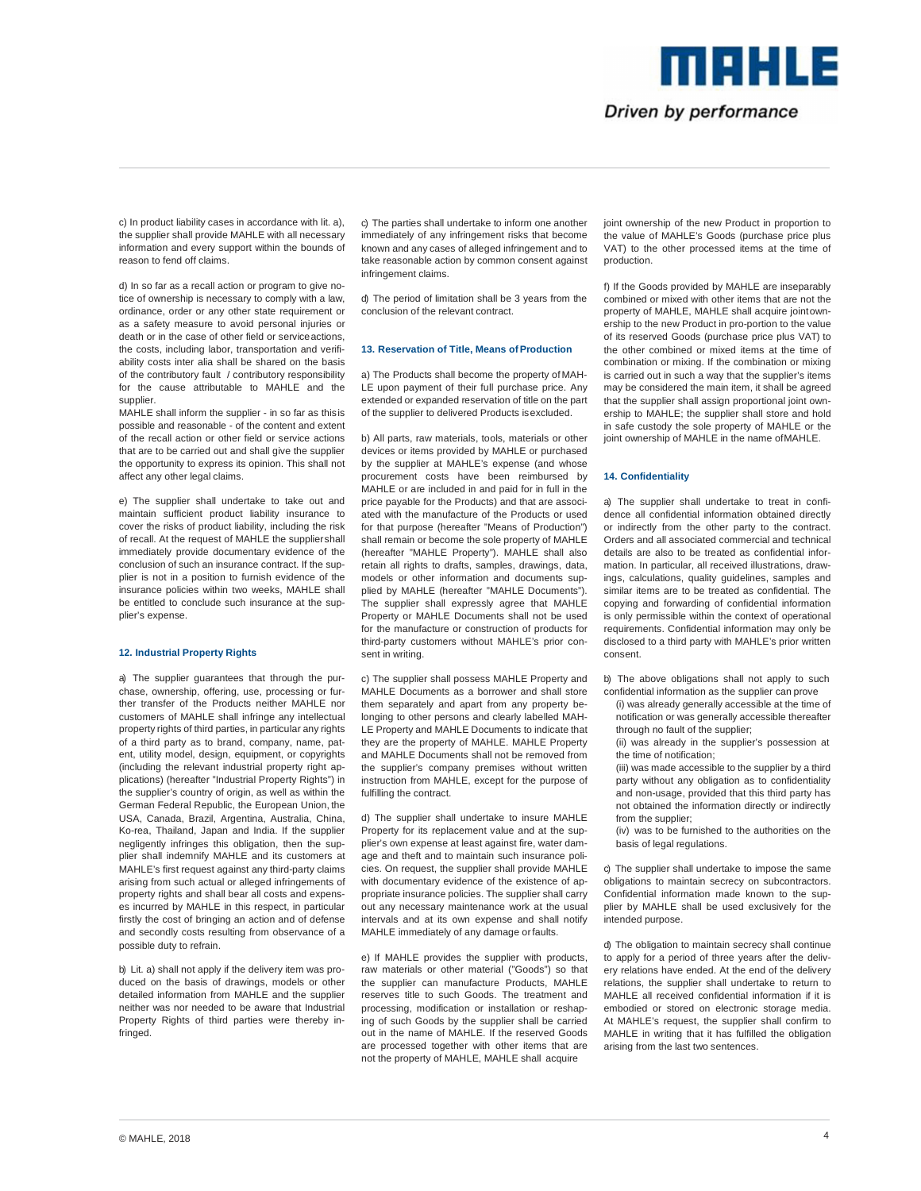c) In product liability cases in accordance with lit. a), the supplier shall provide MAHLE with all necessary information and every support within the bounds of reason to fend off claims.

d) In so far as a recall action or program to give notice of ownership is necessary to comply with a law, ordinance, order or any other state requirement or as a safety measure to avoid personal injuries or death or in the case of other field or service actions, the costs, including labor, transportation and verifiability costs inter alia shall be shared on the basis of the contributory fault / contributory responsibility for the cause attributable to MAHLE and the supplier.
MAHLE shall inform the supplier - in so far as this is possible and reasonable - of the content and extent of the recall action or other field or service actions that are to be carried out and shall give the supplier the opportunity to express its opinion. This shall not affect any other legal claims.

e) The supplier shall undertake to take out and maintain sufficient product liability insurance to cover the risks of product liability, including the risk of recall. At the request of MAHLE the supplier shall immediately provide documentary evidence of the conclusion of such an insurance contract. If the supplier is not in a position to furnish evidence of the insurance policies within two weeks, MAHLE shall be entitled to conclude such insurance at the supplier's expense.

#### 12. Industrial Property Rights

a) The supplier guarantees that through the purchase, ownership, offering, use, processing or further transfer of the Products neither MAHLE nor customers of MAHLE shall infringe any intellectual property rights of third parties, in particular any rights of a third party as to brand, company, name, patent, utility model, design, equipment, or copyrights (including the relevant industrial property right applications) (hereafter "Industrial Property Rights") in the supplier's country of origin, as well as within the German Federal Republic, the European Union, the USA, Canada, Brazil, Argentina, Australia, China, Korea, Thailand, Japan and India. If the supplier negligently infringes this obligation, then the supplier shall indemnify MAHLE and its customers at MAHLE's first request against any third-party claims arising from such actual or alleged infringements of property rights and shall bear all costs and expenses incurred by MAHLE in this respect, in particular firstly the cost of bringing an action and of defense and secondly costs resulting from observance of a possible duty to refrain.

b) Lit. a) shall not apply if the delivery item was produced on the basis of drawings, models or other detailed information from MAHLE and the supplier neither was nor needed to be aware that Industrial Property Rights of third parties were thereby infringed.

c) The parties shall undertake to inform one another immediately of any infringement risks that become known and any cases of alleged infringement and to take reasonable action by common consent against infringement claims.

d) The period of limitation shall be 3 years from the conclusion of the relevant contract.

#### 13. Reservation of Title, Means of Production

a) The Products shall become the property of MAHLE upon payment of their full purchase price. Any extended or expanded reservation of title on the part of the supplier to delivered Products is excluded.

b) All parts, raw materials, tools, materials or other devices or items provided by MAHLE or purchased by the supplier at MAHLE's expense (and whose procurement costs have been reimbursed by MAHLE or are included in and paid for in full in the price payable for the Products) and that are associated with the manufacture of the Products or used for that purpose (hereafter "Means of Production") shall remain or become the sole property of MAHLE (hereafter "MAHLE Property"). MAHLE shall also retain all rights to drafts, samples, drawings, data, models or other information and documents supplied by MAHLE (hereafter "MAHLE Documents"). The supplier shall expressly agree that MAHLE Property or MAHLE Documents shall not be used for the manufacture or construction of products for third-party customers without MAHLE's prior consent in writing.

c) The supplier shall possess MAHLE Property and MAHLE Documents as a borrower and shall store them separately and apart from any property belonging to other persons and clearly labelled MAHLE Property and MAHLE Documents to indicate that they are the property of MAHLE. MAHLE Property and MAHLE Documents shall not be removed from the supplier's company premises without written instruction from MAHLE, except for the purpose of fulfilling the contract.

d) The supplier shall undertake to insure MAHLE Property for its replacement value and at the supplier's own expense at least against fire, water damage and theft and to maintain such insurance policies. On request, the supplier shall provide MAHLE with documentary evidence of the existence of appropriate insurance policies. The supplier shall carry out any necessary maintenance work at the usual intervals and at its own expense and shall notify MAHLE immediately of any damage or faults.

e) If MAHLE provides the supplier with products, raw materials or other material ("Goods") so that the supplier can manufacture Products, MAHLE reserves title to such Goods. The treatment and processing, modification or installation or reshaping of such Goods by the supplier shall be carried out in the name of MAHLE. If the reserved Goods are processed together with other items that are not the property of MAHLE, MAHLE shall acquire joint ownership of the new Product in proportion to the value of MAHLE's Goods (purchase price plus VAT) to the other processed items at the time of production.

f) If the Goods provided by MAHLE are inseparably combined or mixed with other items that are not the property of MAHLE, MAHLE shall acquire joint ownership to the new Product in pro-portion to the value of its reserved Goods (purchase price plus VAT) to the other combined or mixed items at the time of combination or mixing. If the combination or mixing is carried out in such a way that the supplier's items may be considered the main item, it shall be agreed that the supplier shall assign proportional joint ownership to MAHLE; the supplier shall store and hold in safe custody the sole property of MAHLE or the joint ownership of MAHLE in the name of MAHLE.

#### 14. Confidentiality

a) The supplier shall undertake to treat in confidence all confidential information obtained directly or indirectly from the other party to the contract. Orders and all associated commercial and technical details are also to be treated as confidential information. In particular, all received illustrations, drawings, calculations, quality guidelines, samples and similar items are to be treated as confidential. The copying and forwarding of confidential information is only permissible within the context of operational requirements. Confidential information may only be disclosed to a third party with MAHLE's prior written consent.

b) The above obligations shall not apply to such confidential information as the supplier can prove

(i) was already generally accessible at the time of notification or was generally accessible thereafter through no fault of the supplier;

(ii) was already in the supplier's possession at the time of notification;

(iii) was made accessible to the supplier by a third party without any obligation as to confidentiality and non-usage, provided that this third party has not obtained the information directly or indirectly from the supplier;

(iv) was to be furnished to the authorities on the basis of legal regulations.

c) The supplier shall undertake to impose the same obligations to maintain secrecy on subcontractors. Confidential information made known to the supplier by MAHLE shall be used exclusively for the intended purpose.

d) The obligation to maintain secrecy shall continue to apply for a period of three years after the delivery relations have ended. At the end of the delivery relations, the supplier shall undertake to return to MAHLE all received confidential information if it is embodied or stored on electronic storage media. At MAHLE's request, the supplier shall confirm to MAHLE in writing that it has fulfilled the obligation arising from the last two sentences.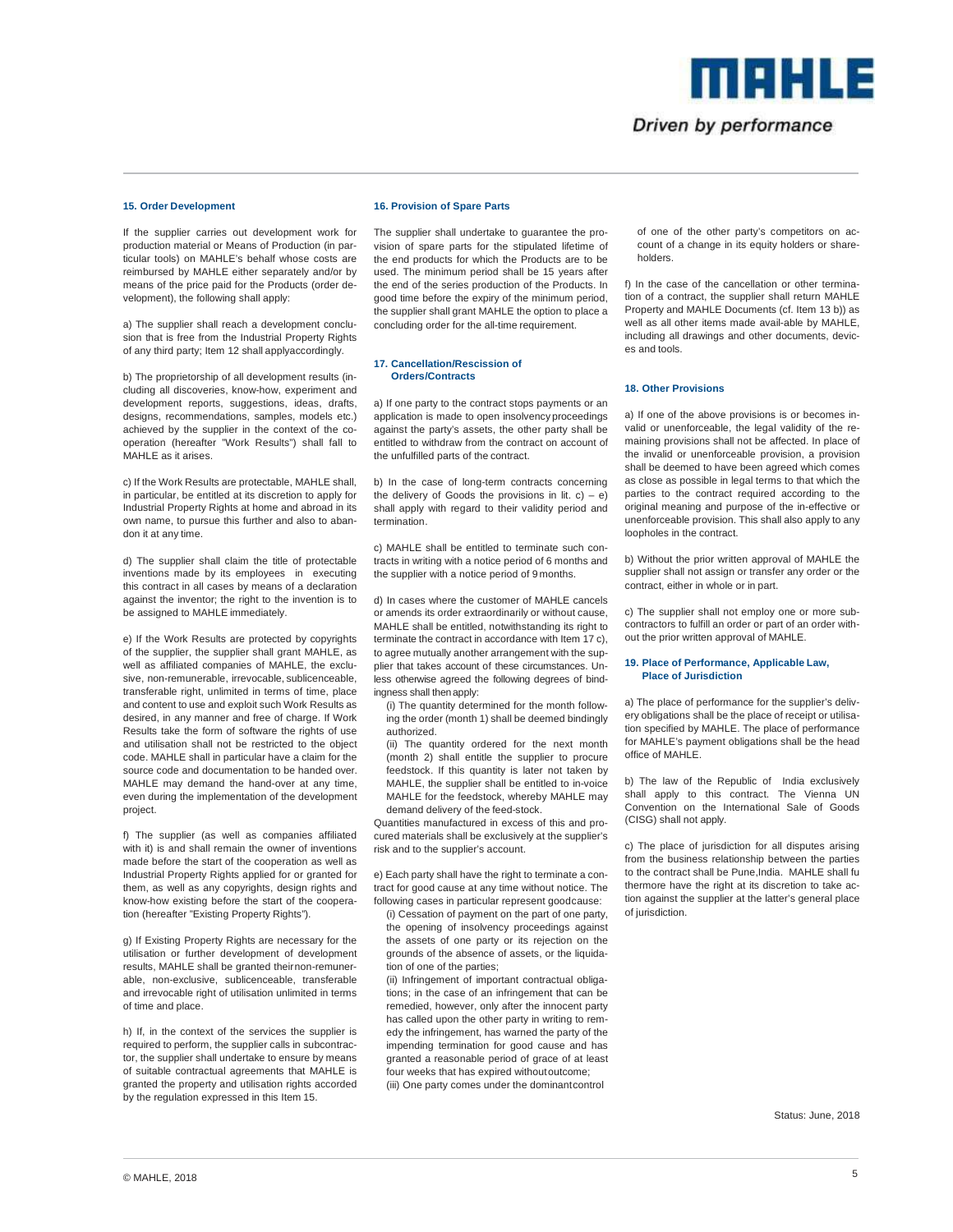### 15. Order Development

If the supplier carries out development work for production material or Means of Production (in particular tools) on MAHLE's behalf whose costs are reimbursed by MAHLE either separately and/or by means of the price paid for the Products (order development), the following shall apply:

a) The supplier shall reach a development conclusion that is free from the Industrial Property Rights of any third party; Item 12 shall applyaccordingly.

b) The proprietorship of all development results (including all discoveries, know-how, experiment and development reports, suggestions, ideas, drafts, designs, recommendations, samples, models etc.) achieved by the supplier in the context of the cooperation (hereafter "Work Results") shall fall to MAHLE as it arises.

c) If the Work Results are protectable, MAHLE shall, in particular, be entitled at its discretion to apply for Industrial Property Rights at home and abroad in its own name, to pursue this further and also to abandon it at any time.

d) The supplier shall claim the title of protectable inventions made by its employees in executing this contract in all cases by means of a declaration against the inventor; the right to the invention is to be assigned to MAHLE immediately.

e) If the Work Results are protected by copyrights of the supplier, the supplier shall grant MAHLE, as well as affiliated companies of MAHLE, the exclusive, non-remunerable, irrevocable, sublicenceable, transferable right, unlimited in terms of time, place and content to use and exploit such Work Results as desired, in any manner and free of charge. If Work Results take the form of software the rights of use and utilisation shall not be restricted to the object code. MAHLE shall in particular have a claim for the source code and documentation to be handed over. MAHLE may demand the hand-over at any time, even during the implementation of the development project.

f) The supplier (as well as companies affiliated with it) is and shall remain the owner of inventions made before the start of the cooperation as well as Industrial Property Rights applied for or granted for them, as well as any copyrights, design rights and know-how existing before the start of the cooperation (hereafter "Existing Property Rights").

g) If Existing Property Rights are necessary for the utilisation or further development of development results, MAHLE shall be granted theirnon-remunerable, non-exclusive, sublicenceable, transferable and irrevocable right of utilisation unlimited in terms of time and place.

h) If, in the context of the services the supplier is required to perform, the supplier calls in subcontractor, the supplier shall undertake to ensure by means of suitable contractual agreements that MAHLE is granted the property and utilisation rights accorded by the regulation expressed in this Item 15.

### 16. Provision of Spare Parts

The supplier shall undertake to guarantee the provision of spare parts for the stipulated lifetime of the end products for which the Products are to be used. The minimum period shall be 15 years after the end of the series production of the Products. In good time before the expiry of the minimum period, the supplier shall grant MAHLE the option to place a concluding order for the all-time requirement.

### 17. Cancellation/Rescission of Orders/Contracts

a) If one party to the contract stops payments or an application is made to open insolvency proceedings against the party's assets, the other party shall be entitled to withdraw from the contract on account of the unfulfilled parts of the contract.

b) In the case of long-term contracts concerning the delivery of Goods the provisions in lit. c) – e) shall apply with regard to their validity period and termination.

c) MAHLE shall be entitled to terminate such contracts in writing with a notice period of 6 months and the supplier with a notice period of 9 months.

d) In cases where the customer of MAHLE cancels or amends its order extraordinarily or without cause, MAHLE shall be entitled, notwithstanding its right to terminate the contract in accordance with Item 17 c), to agree mutually another arrangement with the supplier that takes account of these circumstances. Unless otherwise agreed the following degrees of bindingness shall then apply:

(i) The quantity determined for the month following the order (month 1) shall be deemed bindingly authorized.

(ii) The quantity ordered for the next month (month 2) shall entitle the supplier to procure feedstock. If this quantity is later not taken by MAHLE, the supplier shall be entitled to in-voice MAHLE for the feedstock, whereby MAHLE may demand delivery of the feed-stock.

Quantities manufactured in excess of this and procured materials shall be exclusively at the supplier's risk and to the supplier's account.

e) Each party shall have the right to terminate a contract for good cause at any time without notice. The following cases in particular represent goodcause:

(i) Cessation of payment on the part of one party, the opening of insolvency proceedings against the assets of one party or its rejection on the grounds of the absence of assets, or the liquidation of one of the parties;

(ii) Infringement of important contractual obligations; in the case of an infringement that can be remedied, however, only after the innocent party has called upon the other party in writing to remedy the infringement, has warned the party of the impending termination for good cause and has granted a reasonable period of grace of at least four weeks that has expired withoutoutcome;

(iii) One party comes under the dominantcontrol of one of the other party's competitors on account of a change in its equity holders or shareholders.

f) In the case of the cancellation or other termination of a contract, the supplier shall return MAHLE Property and MAHLE Documents (cf. Item 13 b)) as well as all other items made avail-able by MAHLE, including all drawings and other documents, devices and tools.

### 18. Other Provisions

a) If one of the above provisions is or becomes invalid or unenforceable, the legal validity of the remaining provisions shall not be affected. In place of the invalid or unenforceable provision, a provision shall be deemed to have been agreed which comes as close as possible in legal terms to that which the parties to the contract required according to the original meaning and purpose of the in-effective or unenforceable provision. This shall also apply to any loopholes in the contract.

b) Without the prior written approval of MAHLE the supplier shall not assign or transfer any order or the contract, either in whole or in part.

c) The supplier shall not employ one or more subcontractors to fulfill an order or part of an order without the prior written approval of MAHLE.

### 19. Place of Performance, Applicable Law, Place of Jurisdiction

a) The place of performance for the supplier's delivery obligations shall be the place of receipt or utilisation specified by MAHLE. The place of performance for MAHLE's payment obligations shall be the head office of MAHLE.

b) The law of the Republic of India exclusively shall apply to this contract. The Vienna UN Convention on the International Sale of Goods (CISG) shall not apply.

c) The place of jurisdiction for all disputes arising from the business relationship between the parties to the contract shall be Pune,India. MAHLE shall fu thermore have the right at its discretion to take action against the supplier at the latter's general place of jurisdiction.

Status: June, 2018

© MAHLE, 2018